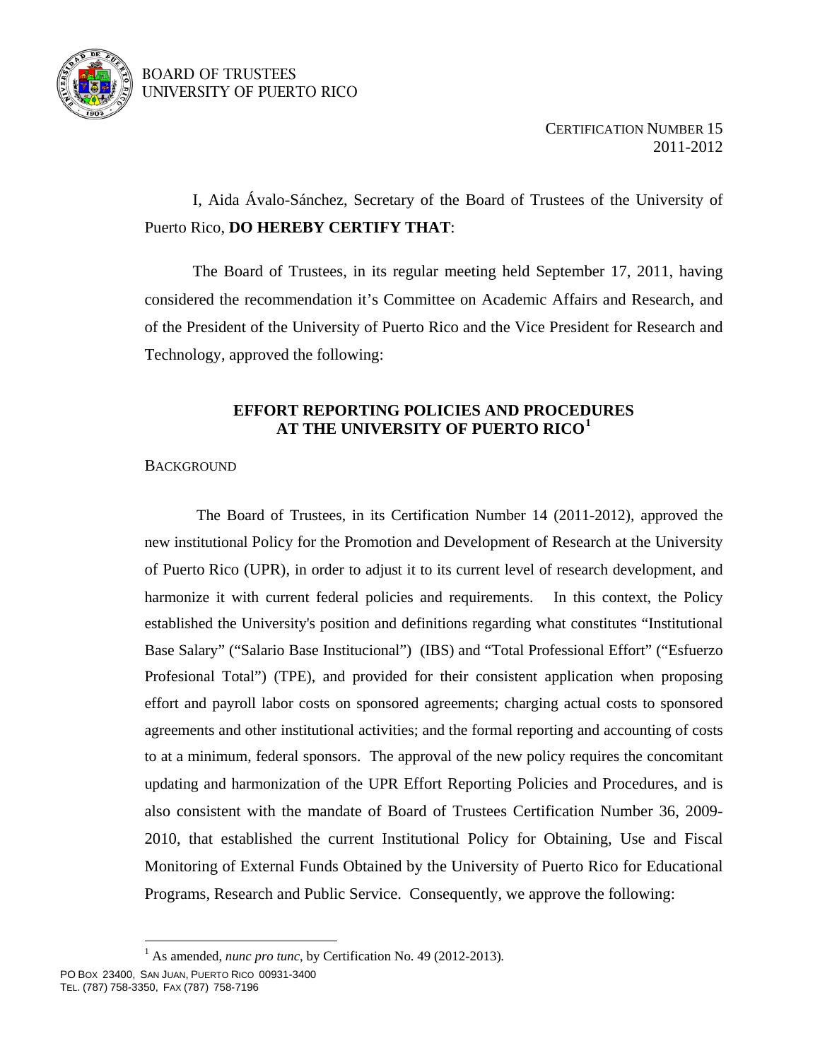BOARD OF TRUSTEES
UNIVERSITY OF PUERTO RICO

CERTIFICATION NUMBER 15
2011-2012

I, Aida Ávalo-Sánchez, Secretary of the Board of Trustees of the University of Puerto Rico, **DO HEREBY CERTIFY THAT**:

The Board of Trustees, in its regular meeting held September 17, 2011, having considered the recommendation it's Committee on Academic Affairs and Research, and of the President of the University of Puerto Rico and the Vice President for Research and Technology, approved the following:

# EFFORT REPORTING POLICIES AND PROCEDURES AT THE UNIVERSITY OF PUERTO RICO[1]

## BACKGROUND

The Board of Trustees, in its Certification Number 14 (2011-2012), approved the new institutional Policy for the Promotion and Development of Research at the University of Puerto Rico (UPR), in order to adjust it to its current level of research development, and harmonize it with current federal policies and requirements. In this context, the Policy established the University's position and definitions regarding what constitutes "Institutional Base Salary" ("Salario Base Institucional") (IBS) and "Total Professional Effort" ("Esfuerzo Profesional Total") (TPE), and provided for their consistent application when proposing effort and payroll labor costs on sponsored agreements; charging actual costs to sponsored agreements and other institutional activities; and the formal reporting and accounting of costs to at a minimum, federal sponsors. The approval of the new policy requires the concomitant updating and harmonization of the UPR Effort Reporting Policies and Procedures, and is also consistent with the mandate of Board of Trustees Certification Number 36, 2009-2010, that established the current Institutional Policy for Obtaining, Use and Fiscal Monitoring of External Funds Obtained by the University of Puerto Rico for Educational Programs, Research and Public Service. Consequently, we approve the following:

[1] As amended, *nunc pro tunc*, by Certification No. 49 (2012-2013).

PO BOX 23400, SAN JUAN, PUERTO RICO 00931-3400
TEL. (787) 758-3350, FAX (787) 758-7196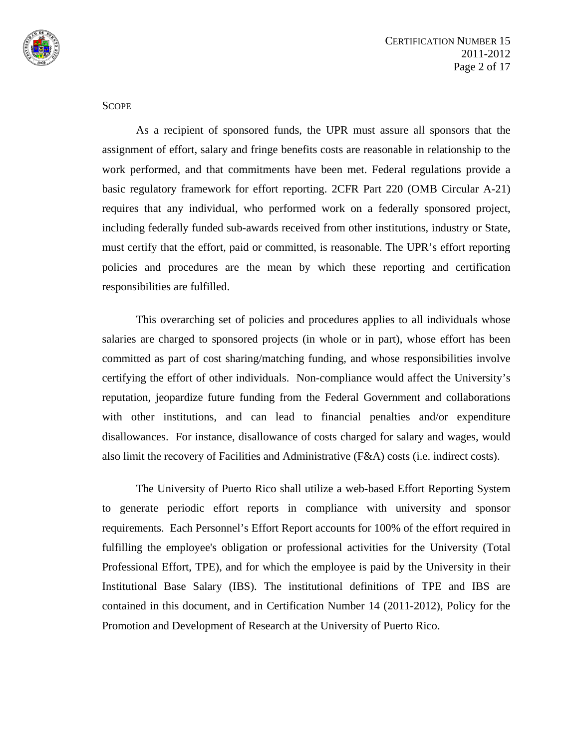## SCOPE

As a recipient of sponsored funds, the UPR must assure all sponsors that the assignment of effort, salary and fringe benefits costs are reasonable in relationship to the work performed, and that commitments have been met. Federal regulations provide a basic regulatory framework for effort reporting. 2CFR Part 220 (OMB Circular A-21) requires that any individual, who performed work on a federally sponsored project, including federally funded sub-awards received from other institutions, industry or State, must certify that the effort, paid or committed, is reasonable. The UPR's effort reporting policies and procedures are the mean by which these reporting and certification responsibilities are fulfilled.

This overarching set of policies and procedures applies to all individuals whose salaries are charged to sponsored projects (in whole or in part), whose effort has been committed as part of cost sharing/matching funding, and whose responsibilities involve certifying the effort of other individuals. Non-compliance would affect the University's reputation, jeopardize future funding from the Federal Government and collaborations with other institutions, and can lead to financial penalties and/or expenditure disallowances. For instance, disallowance of costs charged for salary and wages, would also limit the recovery of Facilities and Administrative (F&A) costs (i.e. indirect costs).

The University of Puerto Rico shall utilize a web-based Effort Reporting System to generate periodic effort reports in compliance with university and sponsor requirements. Each Personnel's Effort Report accounts for 100% of the effort required in fulfilling the employee's obligation or professional activities for the University (Total Professional Effort, TPE), and for which the employee is paid by the University in their Institutional Base Salary (IBS). The institutional definitions of TPE and IBS are contained in this document, and in Certification Number 14 (2011-2012), Policy for the Promotion and Development of Research at the University of Puerto Rico.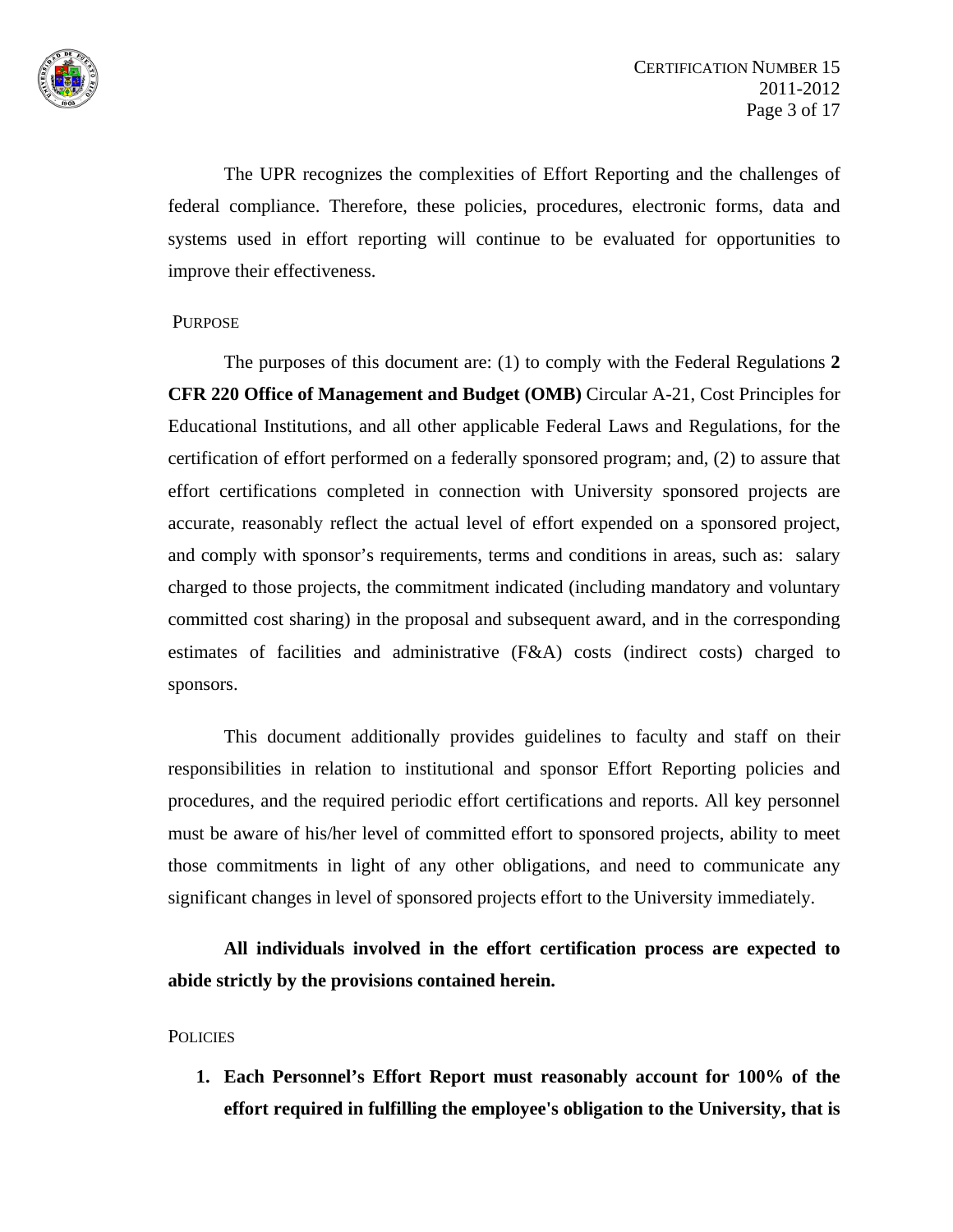The UPR recognizes the complexities of Effort Reporting and the challenges of federal compliance. Therefore, these policies, procedures, electronic forms, data and systems used in effort reporting will continue to be evaluated for opportunities to improve their effectiveness.

## PURPOSE

The purposes of this document are: (1) to comply with the Federal Regulations **2 CFR 220 Office of Management and Budget (OMB)** Circular A-21, Cost Principles for Educational Institutions, and all other applicable Federal Laws and Regulations, for the certification of effort performed on a federally sponsored program; and, (2) to assure that effort certifications completed in connection with University sponsored projects are accurate, reasonably reflect the actual level of effort expended on a sponsored project, and comply with sponsor's requirements, terms and conditions in areas, such as: salary charged to those projects, the commitment indicated (including mandatory and voluntary committed cost sharing) in the proposal and subsequent award, and in the corresponding estimates of facilities and administrative (F&A) costs (indirect costs) charged to sponsors.

This document additionally provides guidelines to faculty and staff on their responsibilities in relation to institutional and sponsor Effort Reporting policies and procedures, and the required periodic effort certifications and reports. All key personnel must be aware of his/her level of committed effort to sponsored projects, ability to meet those commitments in light of any other obligations, and need to communicate any significant changes in level of sponsored projects effort to the University immediately.

**All individuals involved in the effort certification process are expected to abide strictly by the provisions contained herein.**

## POLICIES

1. **Each Personnel's Effort Report must reasonably account for 100% of the effort required in fulfilling the employee's obligation to the University, that is**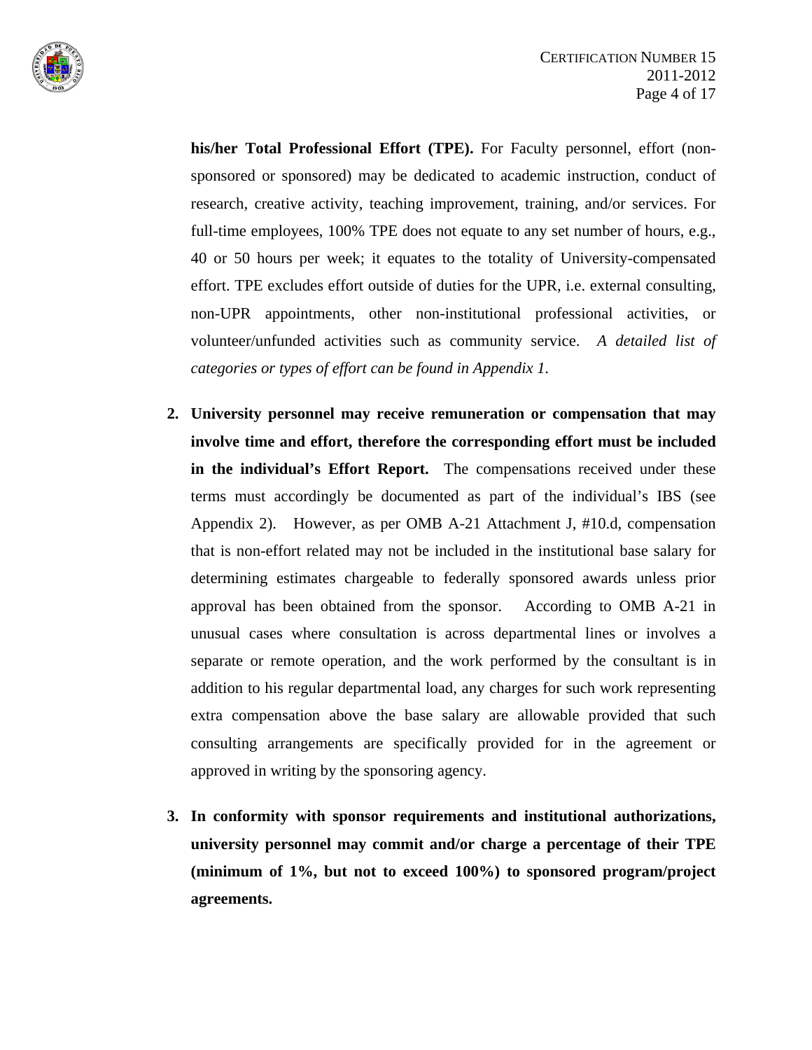**his/her Total Professional Effort (TPE).** For Faculty personnel, effort (non-sponsored or sponsored) may be dedicated to academic instruction, conduct of research, creative activity, teaching improvement, training, and/or services. For full-time employees, 100% TPE does not equate to any set number of hours, e.g., 40 or 50 hours per week; it equates to the totality of University-compensated effort. TPE excludes effort outside of duties for the UPR, i.e. external consulting, non-UPR appointments, other non-institutional professional activities, or volunteer/unfunded activities such as community service. *A detailed list of categories or types of effort can be found in Appendix 1.*

2. **University personnel may receive remuneration or compensation that may involve time and effort, therefore the corresponding effort must be included in the individual's Effort Report.** The compensations received under these terms must accordingly be documented as part of the individual's IBS (see Appendix 2). However, as per OMB A-21 Attachment J, #10.d, compensation that is non-effort related may not be included in the institutional base salary for determining estimates chargeable to federally sponsored awards unless prior approval has been obtained from the sponsor. According to OMB A-21 in unusual cases where consultation is across departmental lines or involves a separate or remote operation, and the work performed by the consultant is in addition to his regular departmental load, any charges for such work representing extra compensation above the base salary are allowable provided that such consulting arrangements are specifically provided for in the agreement or approved in writing by the sponsoring agency.

3. **In conformity with sponsor requirements and institutional authorizations, university personnel may commit and/or charge a percentage of their TPE (minimum of 1%, but not to exceed 100%) to sponsored program/project agreements.**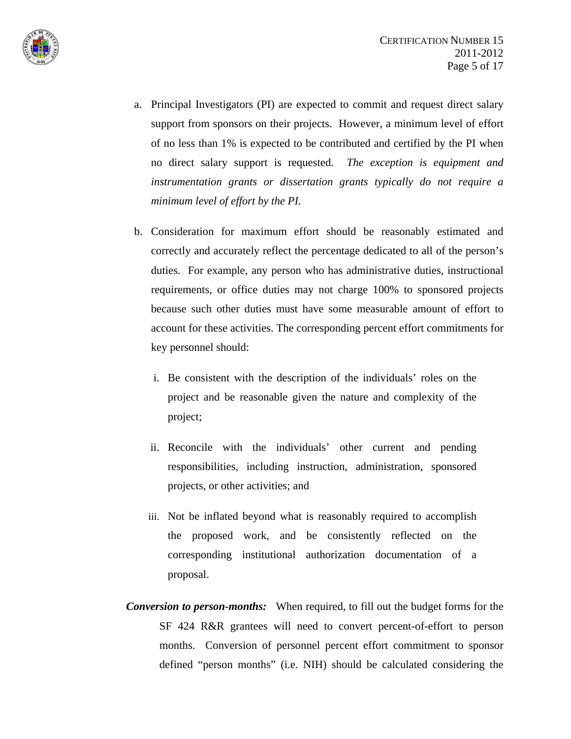a. Principal Investigators (PI) are expected to commit and request direct salary support from sponsors on their projects. However, a minimum level of effort of no less than 1% is expected to be contributed and certified by the PI when no direct salary support is requested. *The exception is equipment and instrumentation grants or dissertation grants typically do not require a minimum level of effort by the PI.*

b. Consideration for maximum effort should be reasonably estimated and correctly and accurately reflect the percentage dedicated to all of the person's duties. For example, any person who has administrative duties, instructional requirements, or office duties may not charge 100% to sponsored projects because such other duties must have some measurable amount of effort to account for these activities. The corresponding percent effort commitments for key personnel should:

   i. Be consistent with the description of the individuals' roles on the project and be reasonable given the nature and complexity of the project;

   ii. Reconcile with the individuals' other current and pending responsibilities, including instruction, administration, sponsored projects, or other activities; and

   iii. Not be inflated beyond what is reasonably required to accomplish the proposed work, and be consistently reflected on the corresponding institutional authorization documentation of a proposal.

***Conversion to person-months:*** When required, to fill out the budget forms for the SF 424 R&R grantees will need to convert percent-of-effort to person months. Conversion of personnel percent effort commitment to sponsor defined "person months" (i.e. NIH) should be calculated considering the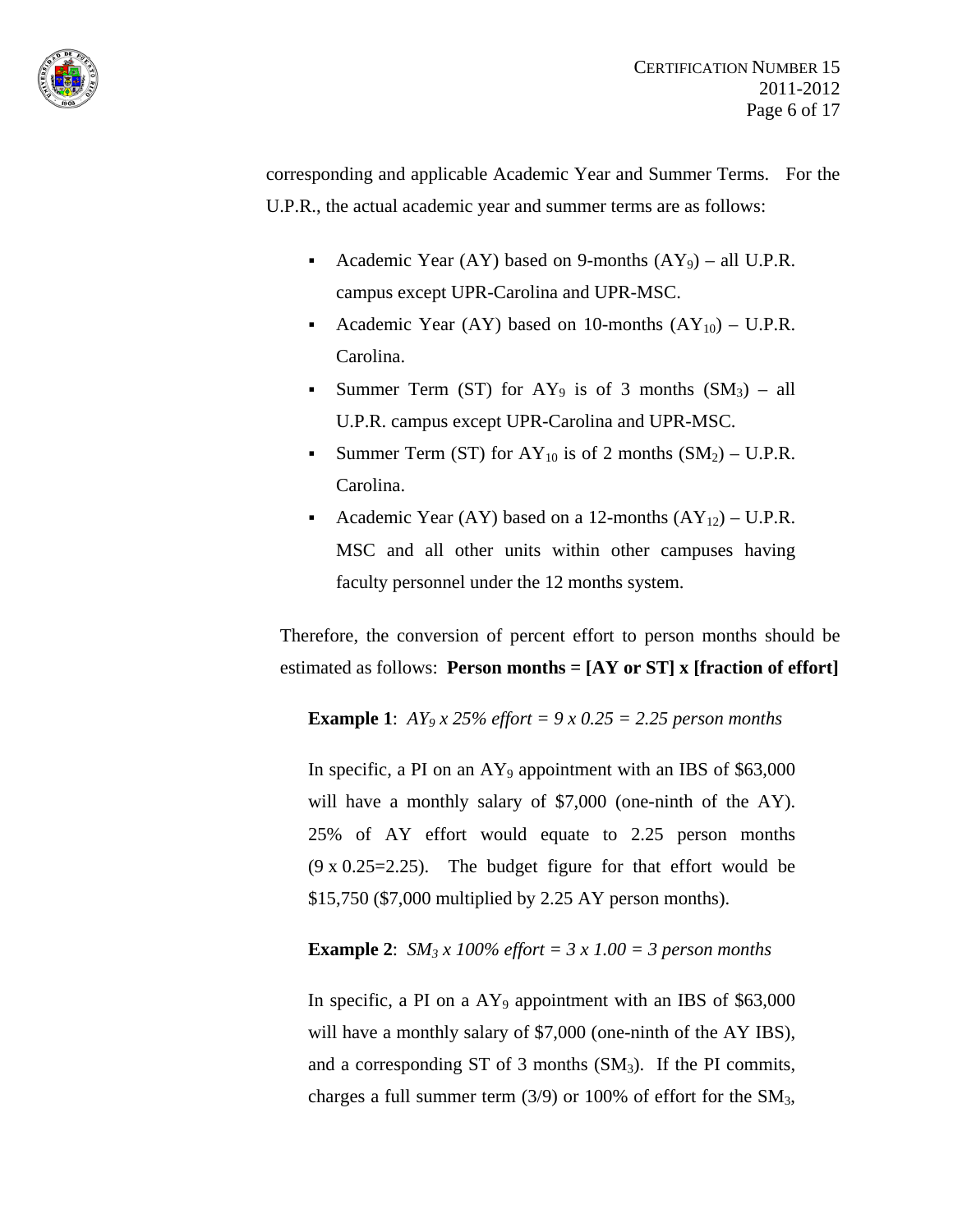corresponding and applicable Academic Year and Summer Terms. For the U.P.R., the actual academic year and summer terms are as follows:

- Academic Year (AY) based on 9-months ($AY_9$) – all U.P.R. campus except UPR-Carolina and UPR-MSC.
- Academic Year (AY) based on 10-months ($AY_{10}$) – U.P.R. Carolina.
- Summer Term (ST) for $AY_9$ is of 3 months ($SM_3$) – all U.P.R. campus except UPR-Carolina and UPR-MSC.
- Summer Term (ST) for $AY_{10}$ is of 2 months ($SM_2$) – U.P.R. Carolina.
- Academic Year (AY) based on a 12-months ($AY_{12}$) – U.P.R. MSC and all other units within other campuses having faculty personnel under the 12 months system.

Therefore, the conversion of percent effort to person months should be estimated as follows: **Person months = [AY or ST] x [fraction of effort]**

**Example 1**: *$AY_9$ x 25% effort = 9 x 0.25 = 2.25 person months*

In specific, a PI on an $AY_9$ appointment with an IBS of $63,000 will have a monthly salary of $7,000 (one-ninth of the AY). 25% of AY effort would equate to 2.25 person months (9 x 0.25=2.25). The budget figure for that effort would be $15,750 ($7,000 multiplied by 2.25 AY person months).

**Example 2**: *$SM_3$ x 100% effort = 3 x 1.00 = 3 person months*

In specific, a PI on a $AY_9$ appointment with an IBS of $63,000 will have a monthly salary of $7,000 (one-ninth of the AY IBS), and a corresponding ST of 3 months ($SM_3$). If the PI commits, charges a full summer term (3/9) or 100% of effort for the $SM_3$,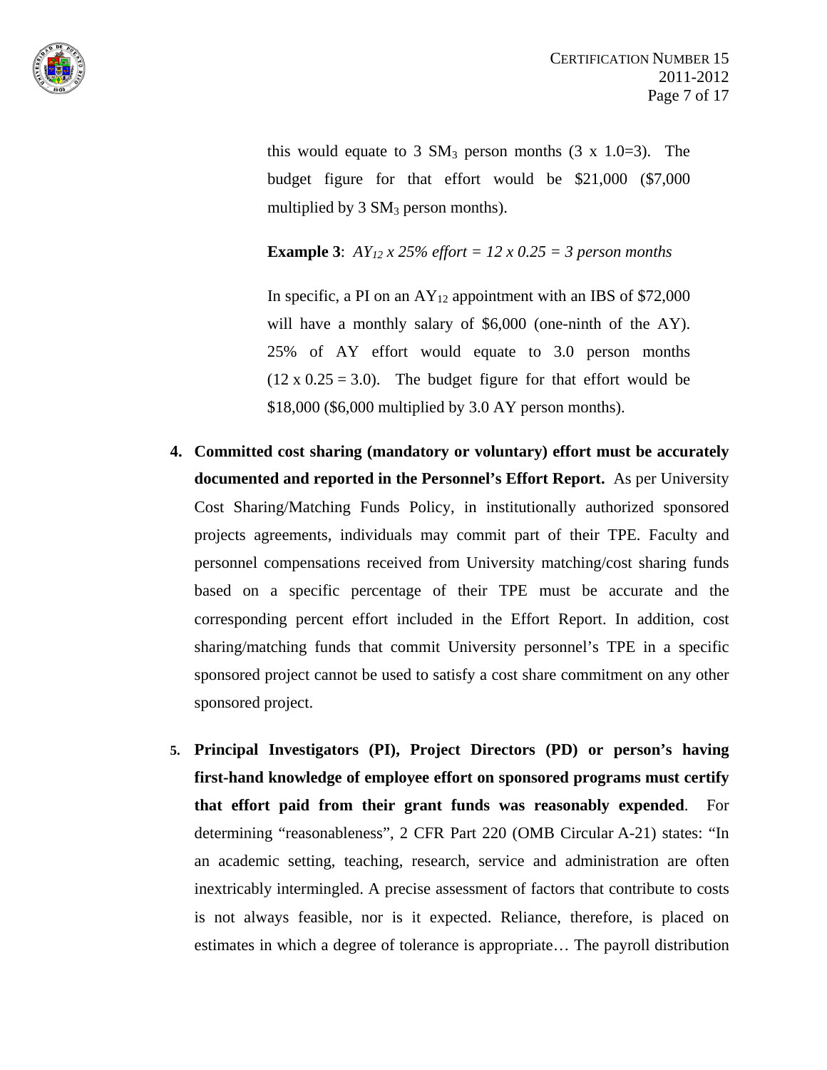this would equate to 3 $SM_3$ person months (3 x 1.0=3). The budget figure for that effort would be $21,000 ($7,000 multiplied by 3 $SM_3$ person months).

**Example 3**: *$AY_{12}$ x 25% effort = 12 x 0.25 = 3 person months*

In specific, a PI on an $AY_{12}$ appointment with an IBS of $72,000 will have a monthly salary of $6,000 (one-ninth of the AY). 25% of AY effort would equate to 3.0 person months (12 x 0.25 = 3.0). The budget figure for that effort would be $18,000 ($6,000 multiplied by 3.0 AY person months).

4. **Committed cost sharing (mandatory or voluntary) effort must be accurately documented and reported in the Personnel's Effort Report.** As per University Cost Sharing/Matching Funds Policy, in institutionally authorized sponsored projects agreements, individuals may commit part of their TPE. Faculty and personnel compensations received from University matching/cost sharing funds based on a specific percentage of their TPE must be accurate and the corresponding percent effort included in the Effort Report. In addition, cost sharing/matching funds that commit University personnel's TPE in a specific sponsored project cannot be used to satisfy a cost share commitment on any other sponsored project.

5. **Principal Investigators (PI), Project Directors (PD) or person's having first-hand knowledge of employee effort on sponsored programs must certify that effort paid from their grant funds was reasonably expended**. For determining "reasonableness", 2 CFR Part 220 (OMB Circular A-21) states: "In an academic setting, teaching, research, service and administration are often inextricably intermingled. A precise assessment of factors that contribute to costs is not always feasible, nor is it expected. Reliance, therefore, is placed on estimates in which a degree of tolerance is appropriate… The payroll distribution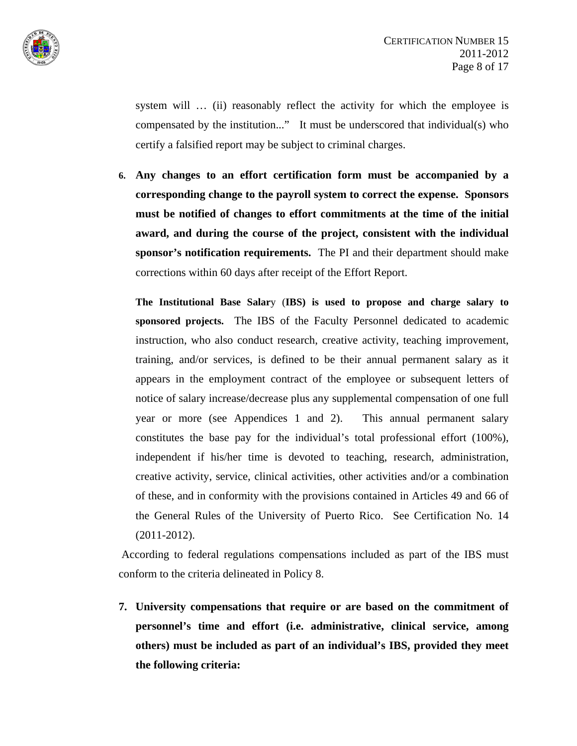system will … (ii) reasonably reflect the activity for which the employee is compensated by the institution..." It must be underscored that individual(s) who certify a falsified report may be subject to criminal charges.

6. **Any changes to an effort certification form must be accompanied by a corresponding change to the payroll system to correct the expense. Sponsors must be notified of changes to effort commitments at the time of the initial award, and during the course of the project, consistent with the individual sponsor's notification requirements.** The PI and their department should make corrections within 60 days after receipt of the Effort Report.

   **The Institutional Base Salary (IBS) is used to propose and charge salary to sponsored projects.** The IBS of the Faculty Personnel dedicated to academic instruction, who also conduct research, creative activity, teaching improvement, training, and/or services, is defined to be their annual permanent salary as it appears in the employment contract of the employee or subsequent letters of notice of salary increase/decrease plus any supplemental compensation of one full year or more (see Appendices 1 and 2). This annual permanent salary constitutes the base pay for the individual's total professional effort (100%), independent if his/her time is devoted to teaching, research, administration, creative activity, service, clinical activities, other activities and/or a combination of these, and in conformity with the provisions contained in Articles 49 and 66 of the General Rules of the University of Puerto Rico. See Certification No. 14 (2011-2012).

According to federal regulations compensations included as part of the IBS must conform to the criteria delineated in Policy 8.

7. **University compensations that require or are based on the commitment of personnel's time and effort (i.e. administrative, clinical service, among others) must be included as part of an individual's IBS, provided they meet the following criteria:**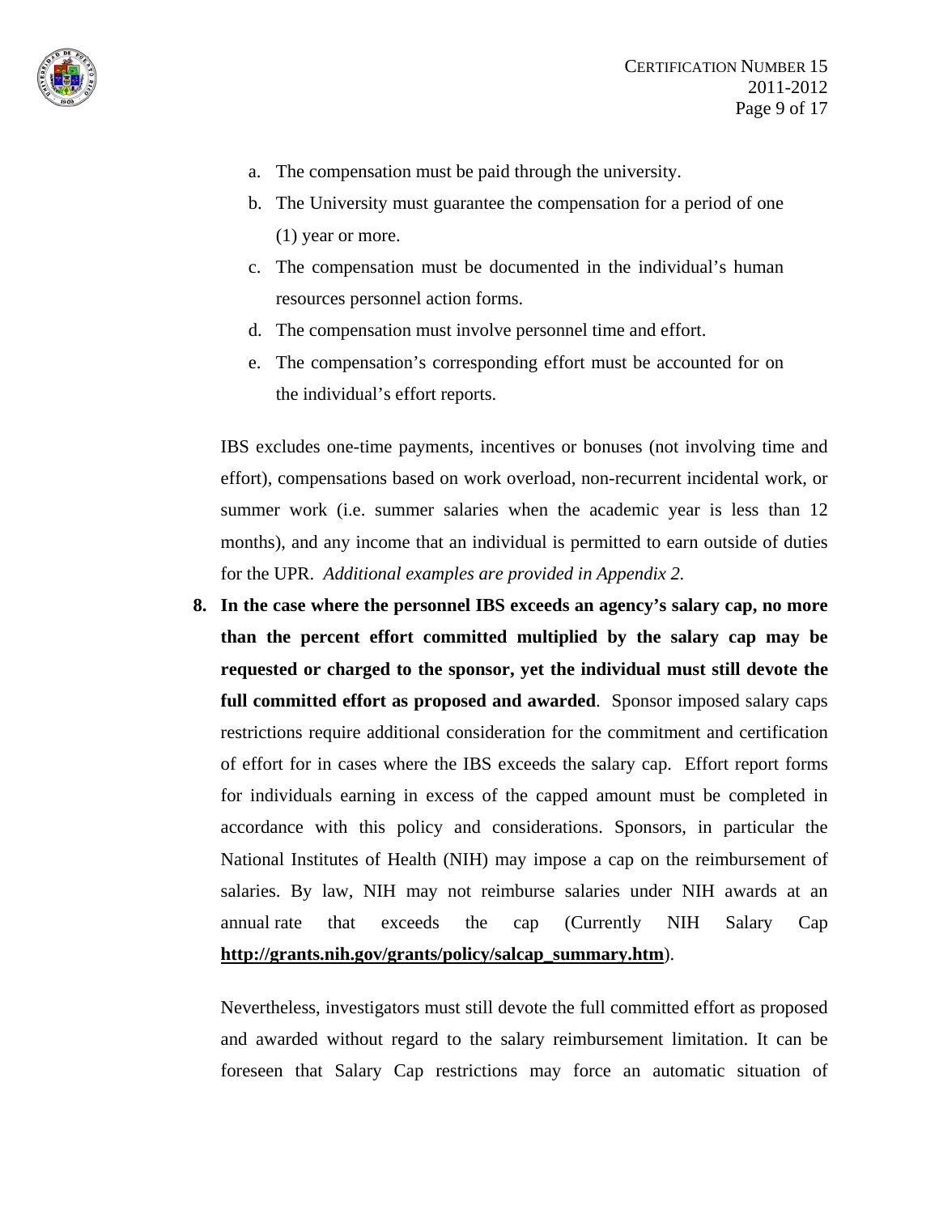a. The compensation must be paid through the university.
b. The University must guarantee the compensation for a period of one (1) year or more.
c. The compensation must be documented in the individual's human resources personnel action forms.
d. The compensation must involve personnel time and effort.
e. The compensation's corresponding effort must be accounted for on the individual's effort reports.

IBS excludes one-time payments, incentives or bonuses (not involving time and effort), compensations based on work overload, non-recurrent incidental work, or summer work (i.e. summer salaries when the academic year is less than 12 months), and any income that an individual is permitted to earn outside of duties for the UPR. *Additional examples are provided in Appendix 2.*

8. **In the case where the personnel IBS exceeds an agency's salary cap, no more than the percent effort committed multiplied by the salary cap may be requested or charged to the sponsor, yet the individual must still devote the full committed effort as proposed and awarded**. Sponsor imposed salary caps restrictions require additional consideration for the commitment and certification of effort for in cases where the IBS exceeds the salary cap. Effort report forms for individuals earning in excess of the capped amount must be completed in accordance with this policy and considerations. Sponsors, in particular the National Institutes of Health (NIH) may impose a cap on the reimbursement of salaries. By law, NIH may not reimburse salaries under NIH awards at an annual rate that exceeds the cap (Currently NIH Salary Cap **http://grants.nih.gov/grants/policy/salcap_summary.htm**).

   Nevertheless, investigators must still devote the full committed effort as proposed and awarded without regard to the salary reimbursement limitation. It can be foreseen that Salary Cap restrictions may force an automatic situation of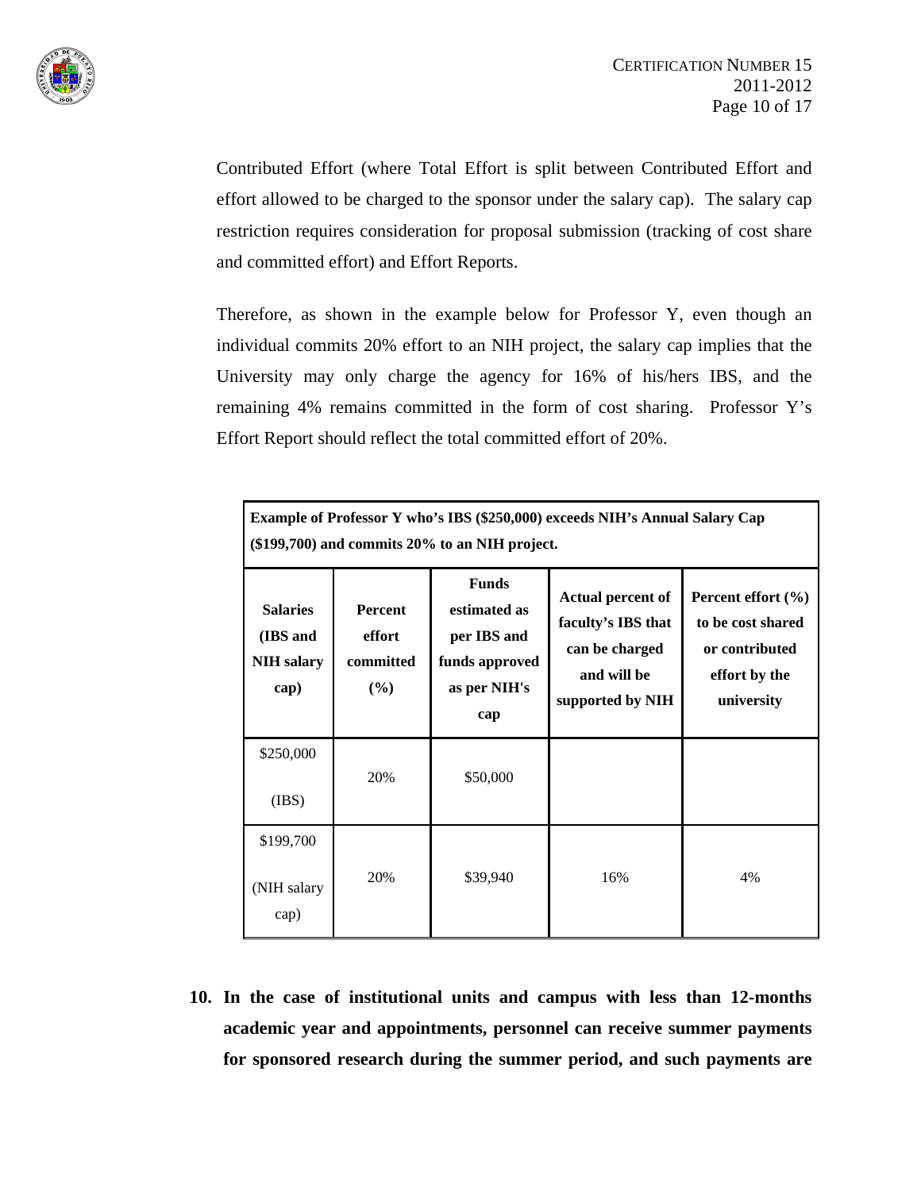Contributed Effort (where Total Effort is split between Contributed Effort and effort allowed to be charged to the sponsor under the salary cap). The salary cap restriction requires consideration for proposal submission (tracking of cost share and committed effort) and Effort Reports.

Therefore, as shown in the example below for Professor Y, even though an individual commits 20% effort to an NIH project, the salary cap implies that the University may only charge the agency for 16% of his/hers IBS, and the remaining 4% remains committed in the form of cost sharing. Professor Y's Effort Report should reflect the total committed effort of 20%.

| **Example of Professor Y who's IBS ($250,000) exceeds NIH's Annual Salary Cap ($199,700) and commits 20% to an NIH project.** | | | | |
|---|---|---|---|---|
| **Salaries (IBS and NIH salary cap)** | **Percent effort committed (%)** | **Funds estimated as per IBS and funds approved as per NIH's cap** | **Actual percent of faculty's IBS that can be charged and will be supported by NIH** | **Percent effort (%) to be cost shared or contributed effort by the university** |
| $250,000 (IBS) | 20% | $50,000 | | |
| $199,700 (NIH salary cap) | 20% | $39,940 | 16% | 4% |

**10. In the case of institutional units and campus with less than 12-months academic year and appointments, personnel can receive summer payments for sponsored research during the summer period, and such payments are**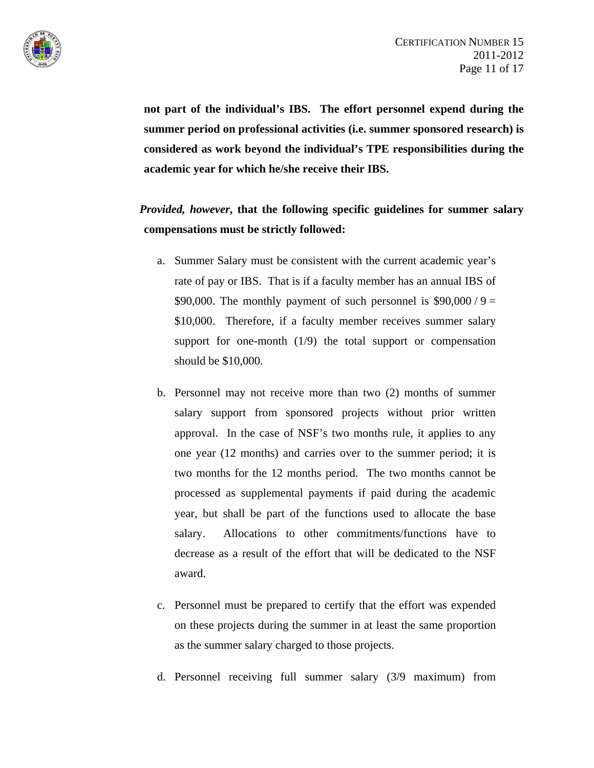**not part of the individual's IBS. The effort personnel expend during the summer period on professional activities (i.e. summer sponsored research) is considered as work beyond the individual's TPE responsibilities during the academic year for which he/she receive their IBS.**

***Provided, however*, that the following specific guidelines for summer salary compensations must be strictly followed:**

a. Summer Salary must be consistent with the current academic year's rate of pay or IBS. That is if a faculty member has an annual IBS of \$90,000. The monthly payment of such personnel is \$90,000 / 9 = \$10,000. Therefore, if a faculty member receives summer salary support for one-month (1/9) the total support or compensation should be \$10,000.

b. Personnel may not receive more than two (2) months of summer salary support from sponsored projects without prior written approval. In the case of NSF's two months rule, it applies to any one year (12 months) and carries over to the summer period; it is two months for the 12 months period. The two months cannot be processed as supplemental payments if paid during the academic year, but shall be part of the functions used to allocate the base salary. Allocations to other commitments/functions have to decrease as a result of the effort that will be dedicated to the NSF award.

c. Personnel must be prepared to certify that the effort was expended on these projects during the summer in at least the same proportion as the summer salary charged to those projects.

d. Personnel receiving full summer salary (3/9 maximum) from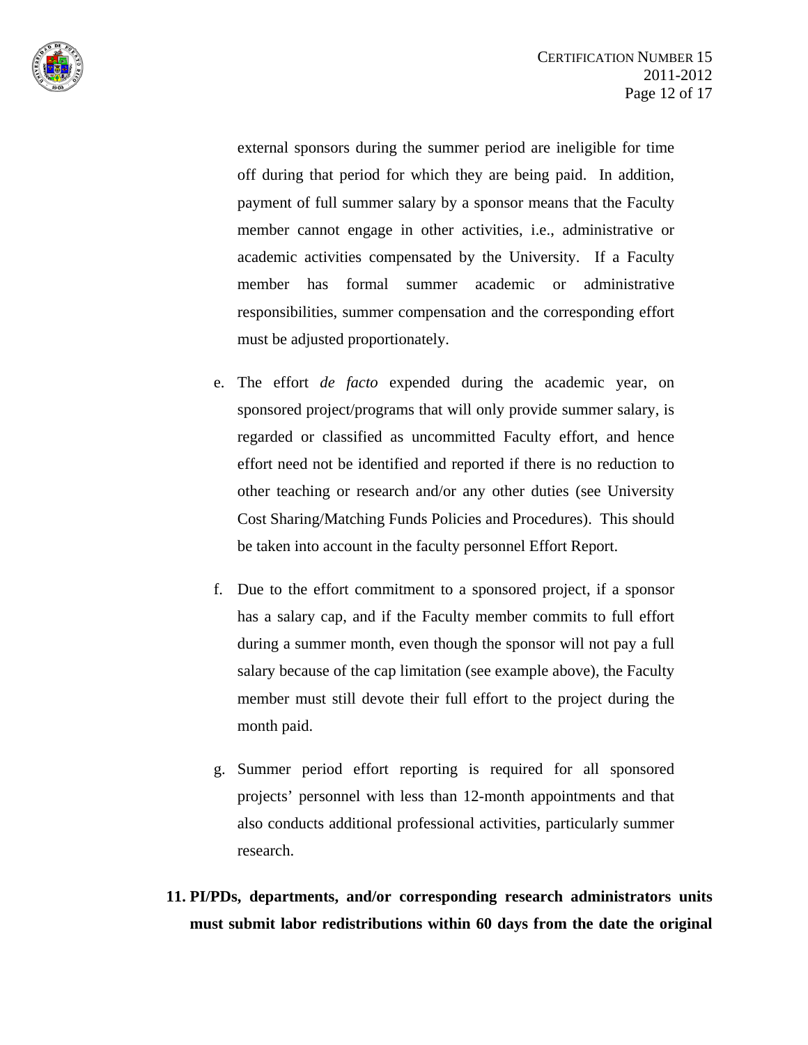external sponsors during the summer period are ineligible for time off during that period for which they are being paid. In addition, payment of full summer salary by a sponsor means that the Faculty member cannot engage in other activities, i.e., administrative or academic activities compensated by the University. If a Faculty member has formal summer academic or administrative responsibilities, summer compensation and the corresponding effort must be adjusted proportionately.

e. The effort *de facto* expended during the academic year, on sponsored project/programs that will only provide summer salary, is regarded or classified as uncommitted Faculty effort, and hence effort need not be identified and reported if there is no reduction to other teaching or research and/or any other duties (see University Cost Sharing/Matching Funds Policies and Procedures). This should be taken into account in the faculty personnel Effort Report.

f. Due to the effort commitment to a sponsored project, if a sponsor has a salary cap, and if the Faculty member commits to full effort during a summer month, even though the sponsor will not pay a full salary because of the cap limitation (see example above), the Faculty member must still devote their full effort to the project during the month paid.

g. Summer period effort reporting is required for all sponsored projects' personnel with less than 12-month appointments and that also conducts additional professional activities, particularly summer research.

**11. PI/PDs, departments, and/or corresponding research administrators units must submit labor redistributions within 60 days from the date the original**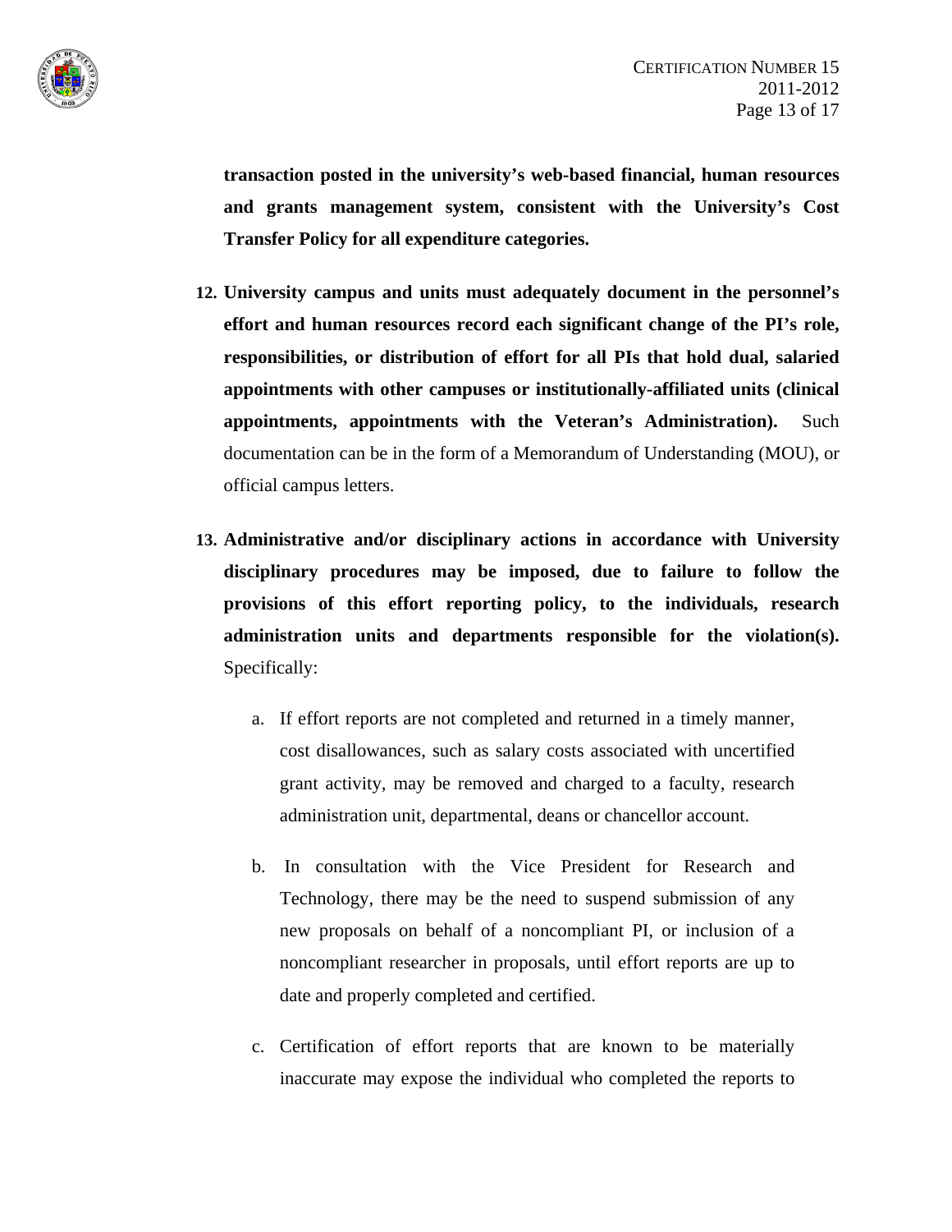**transaction posted in the university's web-based financial, human resources and grants management system, consistent with the University's Cost Transfer Policy for all expenditure categories.**

12. **University campus and units must adequately document in the personnel's effort and human resources record each significant change of the PI's role, responsibilities, or distribution of effort for all PIs that hold dual, salaried appointments with other campuses or institutionally-affiliated units (clinical appointments, appointments with the Veteran's Administration).** Such documentation can be in the form of a Memorandum of Understanding (MOU), or official campus letters.

13. **Administrative and/or disciplinary actions in accordance with University disciplinary procedures may be imposed, due to failure to follow the provisions of this effort reporting policy, to the individuals, research administration units and departments responsible for the violation(s).** Specifically:

    a. If effort reports are not completed and returned in a timely manner, cost disallowances, such as salary costs associated with uncertified grant activity, may be removed and charged to a faculty, research administration unit, departmental, deans or chancellor account.

    b. In consultation with the Vice President for Research and Technology, there may be the need to suspend submission of any new proposals on behalf of a noncompliant PI, or inclusion of a noncompliant researcher in proposals, until effort reports are up to date and properly completed and certified.

    c. Certification of effort reports that are known to be materially inaccurate may expose the individual who completed the reports to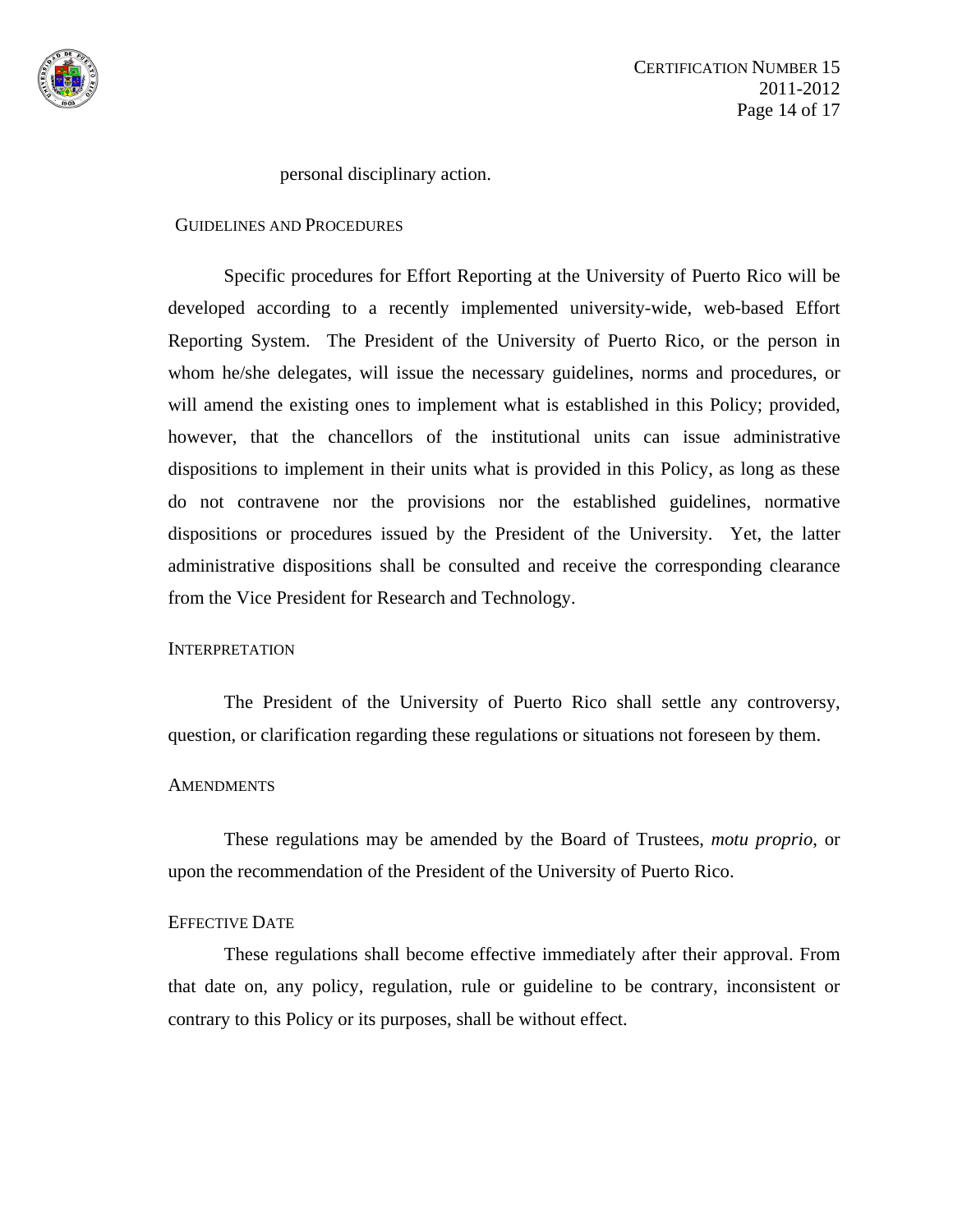personal disciplinary action.

## Guidelines and Procedures

Specific procedures for Effort Reporting at the University of Puerto Rico will be developed according to a recently implemented university-wide, web-based Effort Reporting System. The President of the University of Puerto Rico, or the person in whom he/she delegates, will issue the necessary guidelines, norms and procedures, or will amend the existing ones to implement what is established in this Policy; provided, however, that the chancellors of the institutional units can issue administrative dispositions to implement in their units what is provided in this Policy, as long as these do not contravene nor the provisions nor the established guidelines, normative dispositions or procedures issued by the President of the University. Yet, the latter administrative dispositions shall be consulted and receive the corresponding clearance from the Vice President for Research and Technology.

## Interpretation

The President of the University of Puerto Rico shall settle any controversy, question, or clarification regarding these regulations or situations not foreseen by them.

## Amendments

These regulations may be amended by the Board of Trustees, *motu proprio*, or upon the recommendation of the President of the University of Puerto Rico.

## Effective Date

These regulations shall become effective immediately after their approval. From that date on, any policy, regulation, rule or guideline to be contrary, inconsistent or contrary to this Policy or its purposes, shall be without effect.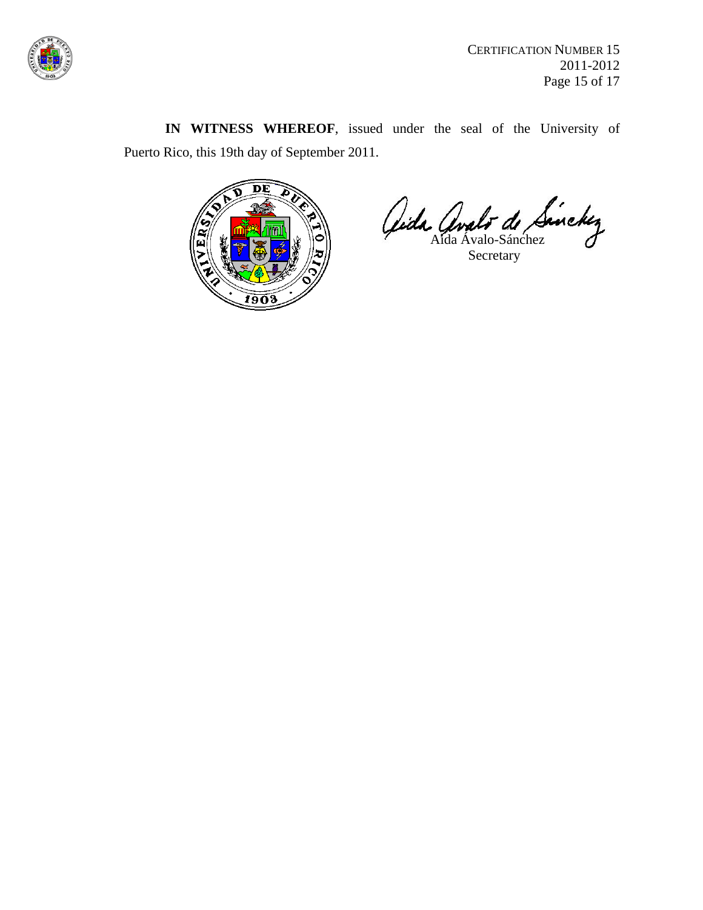**IN WITNESS WHEREOF**, issued under the seal of the University of Puerto Rico, this 19th day of September 2011.

Aída Ávalo-Sánchez
Secretary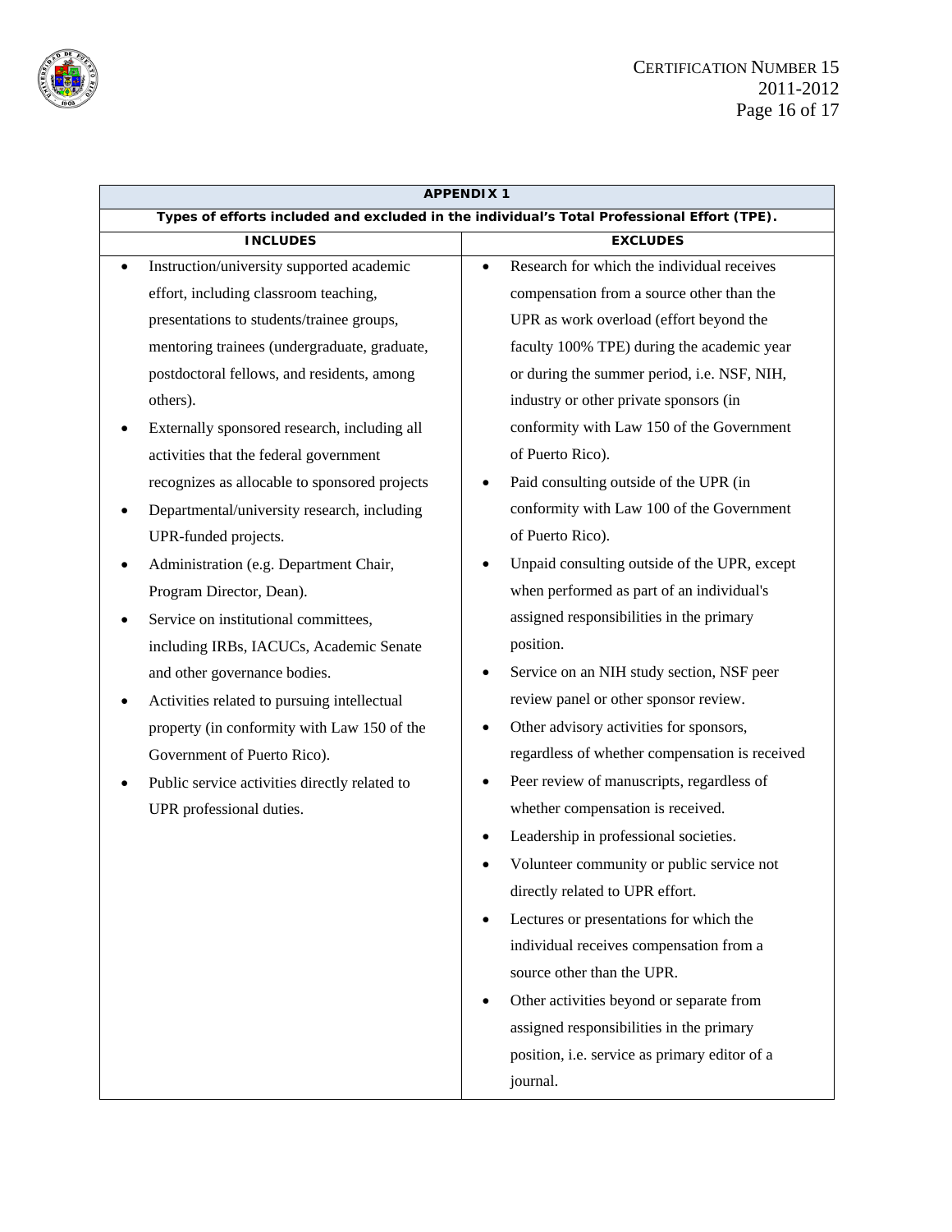## APPENDIX 1

**Types of efforts included and excluded in the individual's Total Professional Effort (TPE).**

| INCLUDES | EXCLUDES |
|---|---|
| • Instruction/university supported academic effort, including classroom teaching, presentations to students/trainee groups, mentoring trainees (undergraduate, graduate, postdoctoral fellows, and residents, among others).<br>• Externally sponsored research, including all activities that the federal government recognizes as allocable to sponsored projects<br>• Departmental/university research, including UPR-funded projects.<br>• Administration (e.g. Department Chair, Program Director, Dean).<br>• Service on institutional committees, including IRBs, IACUCs, Academic Senate and other governance bodies.<br>• Activities related to pursuing intellectual property (in conformity with Law 150 of the Government of Puerto Rico).<br>• Public service activities directly related to UPR professional duties. | • Research for which the individual receives compensation from a source other than the UPR as work overload (effort beyond the faculty 100% TPE) during the academic year or during the summer period, i.e. NSF, NIH, industry or other private sponsors (in conformity with Law 150 of the Government of Puerto Rico).<br>• Paid consulting outside of the UPR (in conformity with Law 100 of the Government of Puerto Rico).<br>• Unpaid consulting outside of the UPR, except when performed as part of an individual's assigned responsibilities in the primary position.<br>• Service on an NIH study section, NSF peer review panel or other sponsor review.<br>• Other advisory activities for sponsors, regardless of whether compensation is received<br>• Peer review of manuscripts, regardless of whether compensation is received.<br>• Leadership in professional societies.<br>• Volunteer community or public service not directly related to UPR effort.<br>• Lectures or presentations for which the individual receives compensation from a source other than the UPR.<br>• Other activities beyond or separate from assigned responsibilities in the primary position, i.e. service as primary editor of a journal. |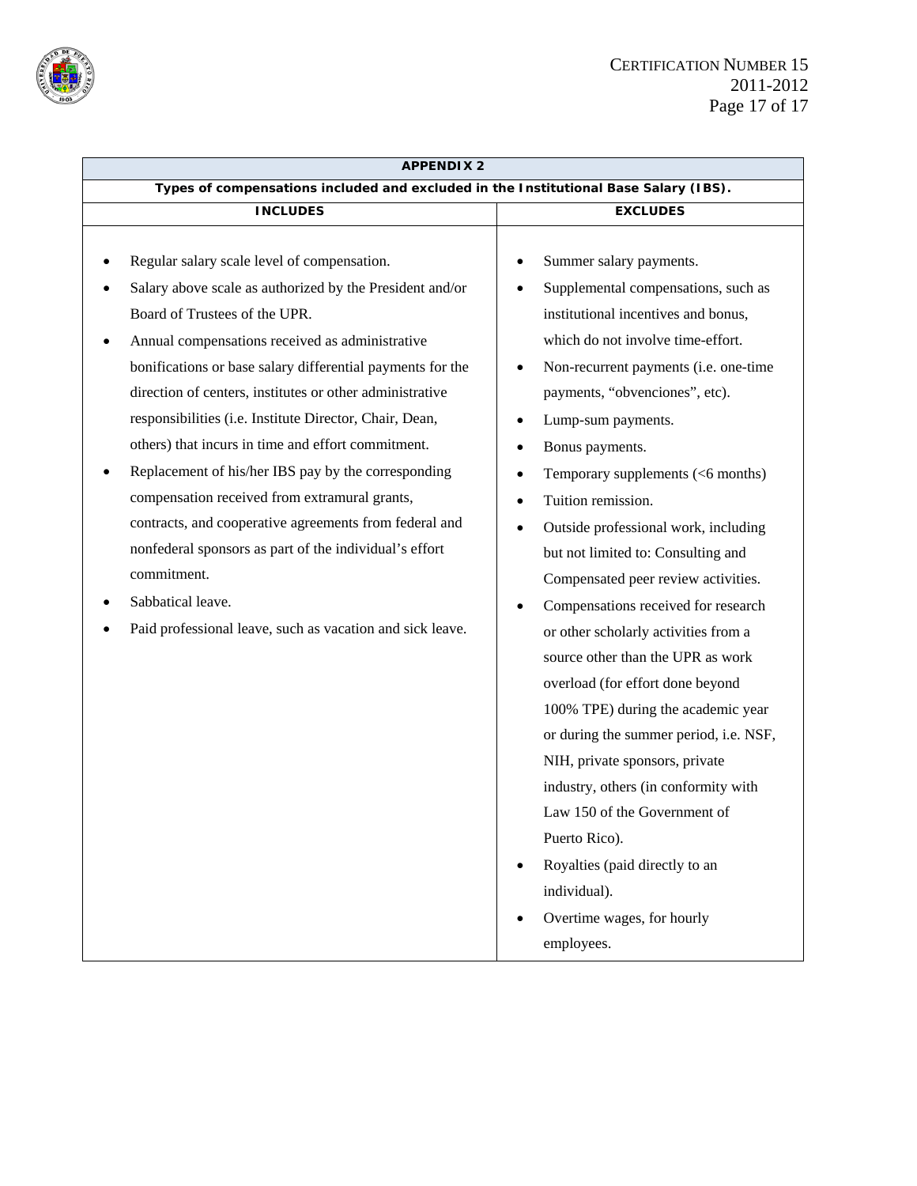| APPENDIX 2 | |
|---|---|
| **Types of compensations included and excluded in the Institutional Base Salary (IBS).** | |
| **INCLUDES** | **EXCLUDES** |
| • Regular salary scale level of compensation.<br>• Salary above scale as authorized by the President and/or Board of Trustees of the UPR.<br>• Annual compensations received as administrative bonifications or base salary differential payments for the direction of centers, institutes or other administrative responsibilities (i.e. Institute Director, Chair, Dean, others) that incurs in time and effort commitment.<br>• Replacement of his/her IBS pay by the corresponding compensation received from extramural grants, contracts, and cooperative agreements from federal and nonfederal sponsors as part of the individual's effort commitment.<br>• Sabbatical leave.<br>• Paid professional leave, such as vacation and sick leave. | • Summer salary payments.<br>• Supplemental compensations, such as institutional incentives and bonus, which do not involve time-effort.<br>• Non-recurrent payments (i.e. one-time payments, "obvenciones", etc).<br>• Lump-sum payments.<br>• Bonus payments.<br>• Temporary supplements (<6 months)<br>• Tuition remission.<br>• Outside professional work, including but not limited to: Consulting and Compensated peer review activities.<br>• Compensations received for research or other scholarly activities from a source other than the UPR as work overload (for effort done beyond 100% TPE) during the academic year or during the summer period, i.e. NSF, NIH, private sponsors, private industry, others (in conformity with Law 150 of the Government of Puerto Rico).<br>• Royalties (paid directly to an individual).<br>• Overtime wages, for hourly employees. |